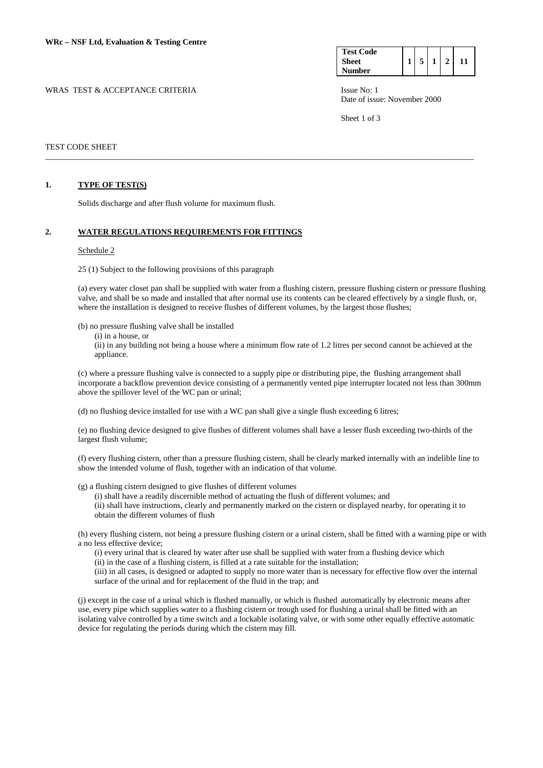**WRc – NSF Ltd, Evaluation & Testing Centre**

| Test Code Sheet Number | 1 | 5 | 1 | 2 | 11 |
|---|---|---|---|---|---|

WRAS TEST & ACCEPTANCE CRITERIA

Issue No: 1
Date of issue: November 2000

TEST CODE SHEET

## 1. TYPE OF TEST(S)

Solids discharge and after flush volume for maximum flush.

## 2. WATER REGULATIONS REQUIREMENTS FOR FITTINGS

Schedule 2

25 (1) Subject to the following provisions of this paragraph

(a) every water closet pan shall be supplied with water from a flushing cistern, pressure flushing cistern or pressure flushing valve, and shall be so made and installed that after normal use its contents can be cleared effectively by a single flush, or, where the installation is designed to receive flushes of different volumes, by the largest those flushes;

(b) no pressure flushing valve shall be installed
  (i) in a house, or
  (ii) in any building not being a house where a minimum flow rate of 1.2 litres per second cannot be achieved at the appliance.

(c) where a pressure flushing valve is connected to a supply pipe or distributing pipe, the flushing arrangement shall incorporate a backflow prevention device consisting of a permanently vented pipe interrupter located not less than 300mm above the spillover level of the WC pan or urinal;

(d) no flushing device installed for use with a WC pan shall give a single flush exceeding 6 litres;

(e) no flushing device designed to give flushes of different volumes shall have a lesser flush exceeding two-thirds of the largest flush volume;

(f) every flushing cistern, other than a pressure flushing cistern, shall be clearly marked internally with an indelible line to show the intended volume of flush, together with an indication of that volume.

(g) a flushing cistern designed to give flushes of different volumes
  (i) shall have a readily discernible method of actuating the flush of different volumes; and
  (ii) shall have instructions, clearly and permanently marked on the cistern or displayed nearby, for operating it to obtain the different volumes of flush

(h) every flushing cistern, not being a pressure flushing cistern or a urinal cistern, shall be fitted with a warning pipe or with a no less effective device;
  (i) every urinal that is cleared by water after use shall be supplied with water from a flushing device which
  (ii) in the case of a flushing cistern, is filled at a rate suitable for the installation;
  (iii) in all cases, is designed or adapted to supply no more water than is necessary for effective flow over the internal surface of the urinal and for replacement of the fluid in the trap; and

(j) except in the case of a urinal which is flushed manually, or which is flushed automatically by electronic means after use, every pipe which supplies water to a flushing cistern or trough used for flushing a urinal shall be fitted with an isolating valve controlled by a time switch and a lockable isolating valve, or with some other equally effective automatic device for regulating the periods during which the cistern may fill.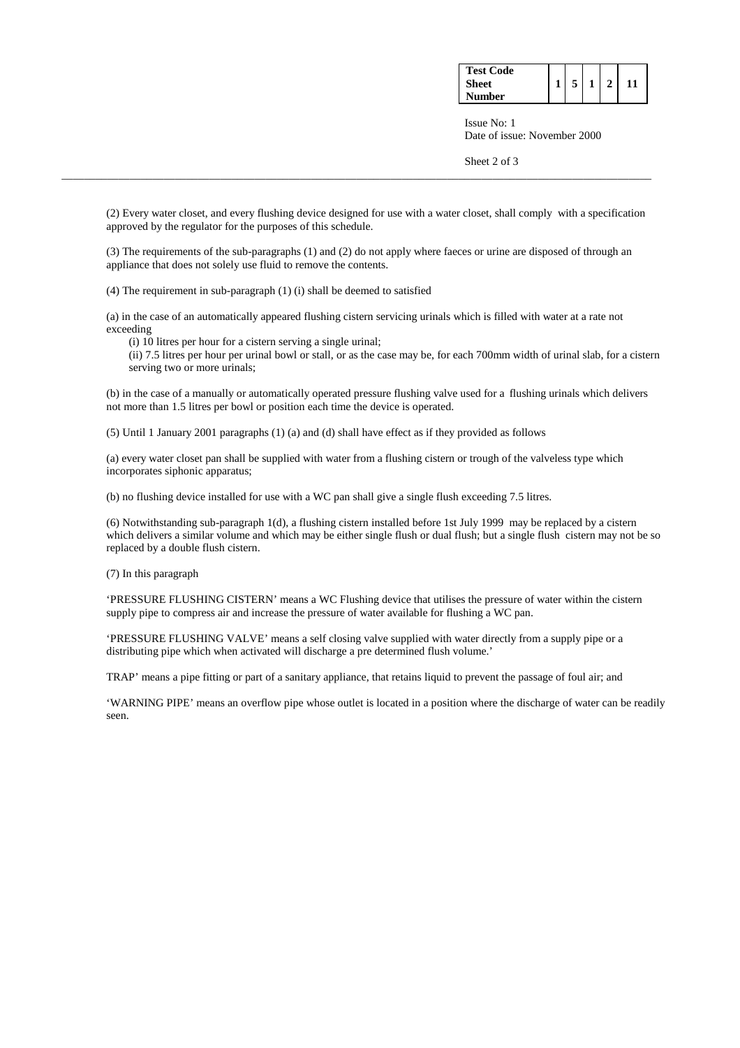(2) Every water closet, and every flushing device designed for use with a water closet, shall comply with a specification approved by the regulator for the purposes of this schedule.

(3) The requirements of the sub-paragraphs (1) and (2) do not apply where faeces or urine are disposed of through an appliance that does not solely use fluid to remove the contents.

(4) The requirement in sub-paragraph (1) (i) shall be deemed to satisfied

(a) in the case of an automatically appeared flushing cistern servicing urinals which is filled with water at a rate not exceeding

(i) 10 litres per hour for a cistern serving a single urinal;

(ii) 7.5 litres per hour per urinal bowl or stall, or as the case may be, for each 700mm width of urinal slab, for a cistern serving two or more urinals;

(b) in the case of a manually or automatically operated pressure flushing valve used for a flushing urinals which delivers not more than 1.5 litres per bowl or position each time the device is operated.

(5) Until 1 January 2001 paragraphs (1) (a) and (d) shall have effect as if they provided as follows

(a) every water closet pan shall be supplied with water from a flushing cistern or trough of the valveless type which incorporates siphonic apparatus;

(b) no flushing device installed for use with a WC pan shall give a single flush exceeding 7.5 litres.

(6) Notwithstanding sub-paragraph 1(d), a flushing cistern installed before 1st July 1999 may be replaced by a cistern which delivers a similar volume and which may be either single flush or dual flush; but a single flush cistern may not be so replaced by a double flush cistern.

(7) In this paragraph

'PRESSURE FLUSHING CISTERN' means a WC Flushing device that utilises the pressure of water within the cistern supply pipe to compress air and increase the pressure of water available for flushing a WC pan.

'PRESSURE FLUSHING VALVE' means a self closing valve supplied with water directly from a supply pipe or a distributing pipe which when activated will discharge a pre determined flush volume.'

TRAP' means a pipe fitting or part of a sanitary appliance, that retains liquid to prevent the passage of foul air; and

'WARNING PIPE' means an overflow pipe whose outlet is located in a position where the discharge of water can be readily seen.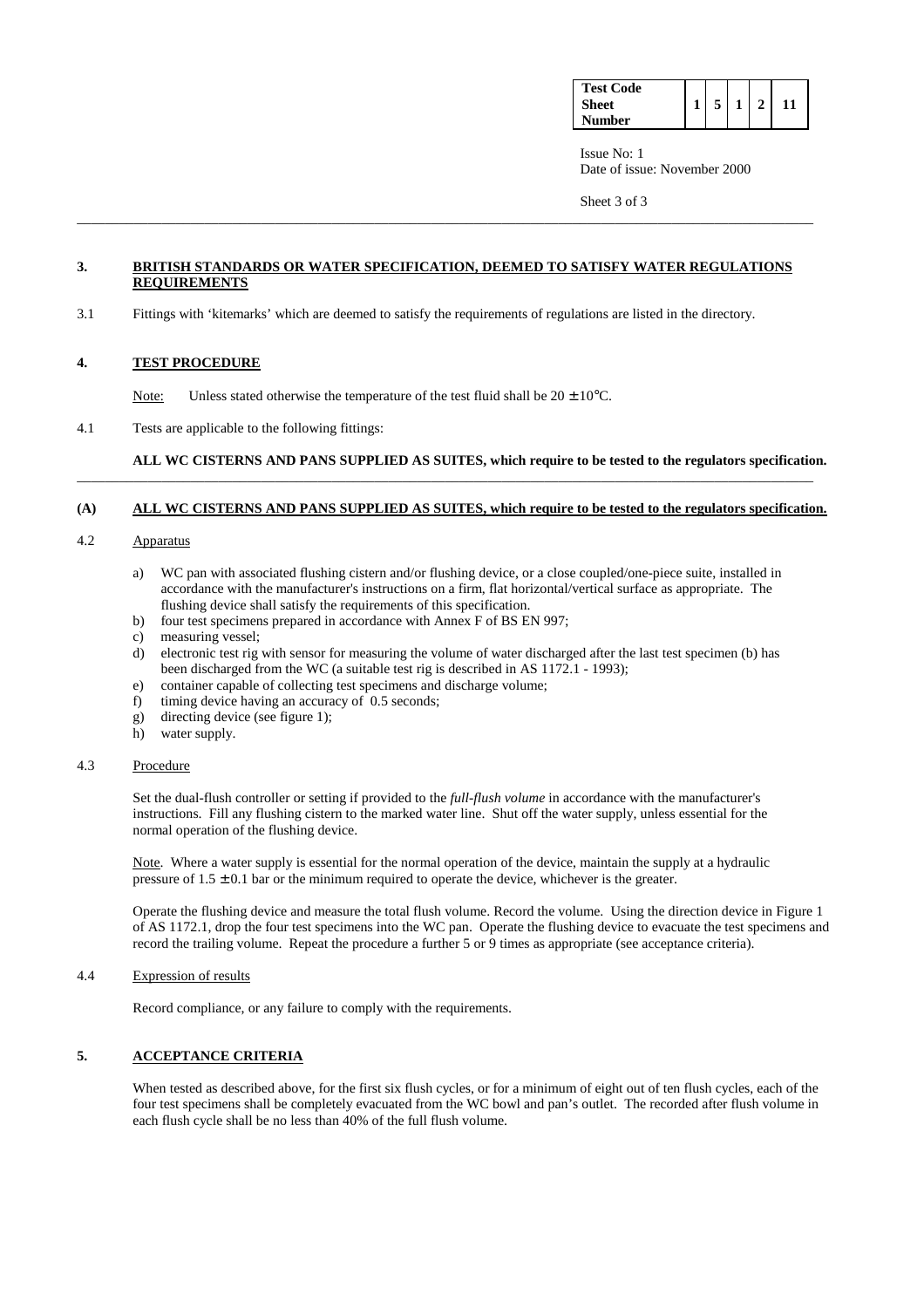| Test Code Sheet Number | 1 | 5 | 1 | 2 | 11 |
| --- | --- | --- | --- | --- | --- |

Issue No: 1
Date of issue: November 2000

## 3. BRITISH STANDARDS OR WATER SPECIFICATION, DEEMED TO SATISFY WATER REGULATIONS REQUIREMENTS

3.1 Fittings with 'kitemarks' which are deemed to satisfy the requirements of regulations are listed in the directory.

## 4. TEST PROCEDURE

Note: Unless stated otherwise the temperature of the test fluid shall be $20 \pm 10°C$.

4.1 Tests are applicable to the following fittings:

**ALL WC CISTERNS AND PANS SUPPLIED AS SUITES, which require to be tested to the regulators specification.**

### (A) ALL WC CISTERNS AND PANS SUPPLIED AS SUITES, which require to be tested to the regulators specification.

4.2 Apparatus

a) WC pan with associated flushing cistern and/or flushing device, or a close coupled/one-piece suite, installed in accordance with the manufacturer's instructions on a firm, flat horizontal/vertical surface as appropriate. The flushing device shall satisfy the requirements of this specification.
b) four test specimens prepared in accordance with Annex F of BS EN 997;
c) measuring vessel;
d) electronic test rig with sensor for measuring the volume of water discharged after the last test specimen (b) has been discharged from the WC (a suitable test rig is described in AS 1172.1 - 1993);
e) container capable of collecting test specimens and discharge volume;
f) timing device having an accuracy of 0.5 seconds;
g) directing device (see figure 1);
h) water supply.

4.3 Procedure

Set the dual-flush controller or setting if provided to the *full-flush volume* in accordance with the manufacturer's instructions. Fill any flushing cistern to the marked water line. Shut off the water supply, unless essential for the normal operation of the flushing device.

Note. Where a water supply is essential for the normal operation of the device, maintain the supply at a hydraulic pressure of $1.5 \pm 0.1$ bar or the minimum required to operate the device, whichever is the greater.

Operate the flushing device and measure the total flush volume. Record the volume. Using the direction device in Figure 1 of AS 1172.1, drop the four test specimens into the WC pan. Operate the flushing device to evacuate the test specimens and record the trailing volume. Repeat the procedure a further 5 or 9 times as appropriate (see acceptance criteria).

4.4 Expression of results

Record compliance, or any failure to comply with the requirements.

## 5. ACCEPTANCE CRITERIA

When tested as described above, for the first six flush cycles, or for a minimum of eight out of ten flush cycles, each of the four test specimens shall be completely evacuated from the WC bowl and pan's outlet. The recorded after flush volume in each flush cycle shall be no less than 40% of the full flush volume.